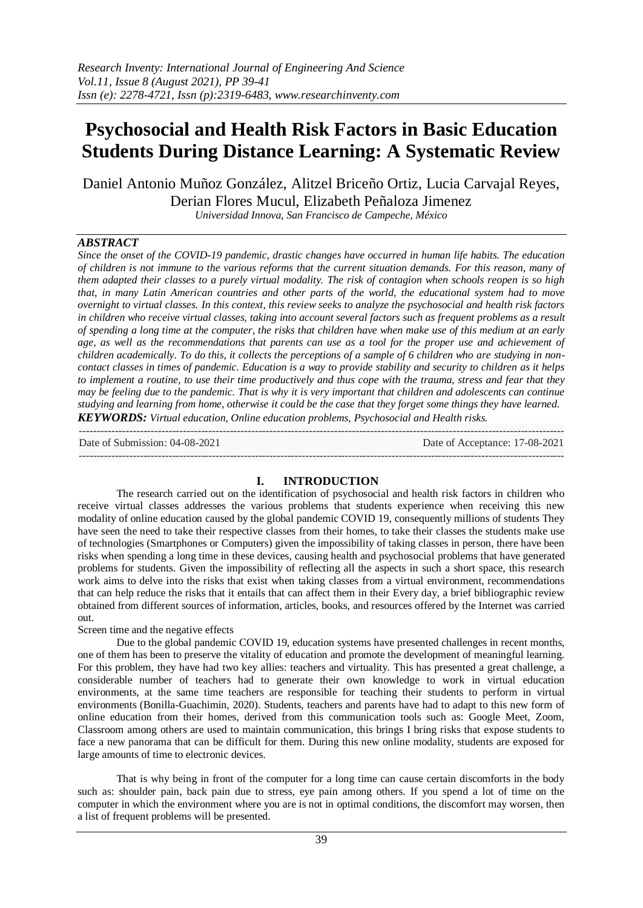# Psychosocial and Health Risk Factors in Basic Education Students During Distance Learning: A Systematic Review

Daniel Antonio Muñoz González, Alitzel Briceño Ortiz, Lucia Carvajal Reyes, Derian Flores Mucul, Elizabeth Peñaloza Jimenez

*Universidad Innova, San Francisco de Campeche, México*

## ABSTRACT

*Since the onset of the COVID-19 pandemic, drastic changes have occurred in human life habits. The education of children is not immune to the various reforms that the current situation demands. For this reason, many of them adapted their classes to a purely virtual modality. The risk of contagion when schools reopen is so high that, in many Latin American countries and other parts of the world, the educational system had to move overnight to virtual classes. In this context, this review seeks to analyze the psychosocial and health risk factors in children who receive virtual classes, taking into account several factors such as frequent problems as a result of spending a long time at the computer, the risks that children have when make use of this medium at an early age, as well as the recommendations that parents can use as a tool for the proper use and achievement of children academically. To do this, it collects the perceptions of a sample of 6 children who are studying in non-contact classes in times of pandemic. Education is a way to provide stability and security to children as it helps to implement a routine, to use their time productively and thus cope with the trauma, stress and fear that they may be feeling due to the pandemic. That is why it is very important that children and adolescents can continue studying and learning from home, otherwise it could be the case that they forget some things they have learned.*

***KEYWORDS:*** *Virtual education, Online education problems, Psychosocial and Health risks.*

---

Date of Submission: 04-08-2021 Date of Acceptance: 17-08-2021

---

## I. INTRODUCTION

The research carried out on the identification of psychosocial and health risk factors in children who receive virtual classes addresses the various problems that students experience when receiving this new modality of online education caused by the global pandemic COVID 19, consequently millions of students They have seen the need to take their respective classes from their homes, to take their classes the students make use of technologies (Smartphones or Computers) given the impossibility of taking classes in person, there have been risks when spending a long time in these devices, causing health and psychosocial problems that have generated problems for students. Given the impossibility of reflecting all the aspects in such a short space, this research work aims to delve into the risks that exist when taking classes from a virtual environment, recommendations that can help reduce the risks that it entails that can affect them in their Every day, a brief bibliographic review obtained from different sources of information, articles, books, and resources offered by the Internet was carried out.

Screen time and the negative effects

Due to the global pandemic COVID 19, education systems have presented challenges in recent months, one of them has been to preserve the vitality of education and promote the development of meaningful learning. For this problem, they have had two key allies: teachers and virtuality. This has presented a great challenge, a considerable number of teachers had to generate their own knowledge to work in virtual education environments, at the same time teachers are responsible for teaching their students to perform in virtual environments (Bonilla-Guachimin, 2020). Students, teachers and parents have had to adapt to this new form of online education from their homes, derived from this communication tools such as: Google Meet, Zoom, Classroom among others are used to maintain communication, this brings I bring risks that expose students to face a new panorama that can be difficult for them. During this new online modality, students are exposed for large amounts of time to electronic devices.

That is why being in front of the computer for a long time can cause certain discomforts in the body such as: shoulder pain, back pain due to stress, eye pain among others. If you spend a lot of time on the computer in which the environment where you are is not in optimal conditions, the discomfort may worsen, then a list of frequent problems will be presented.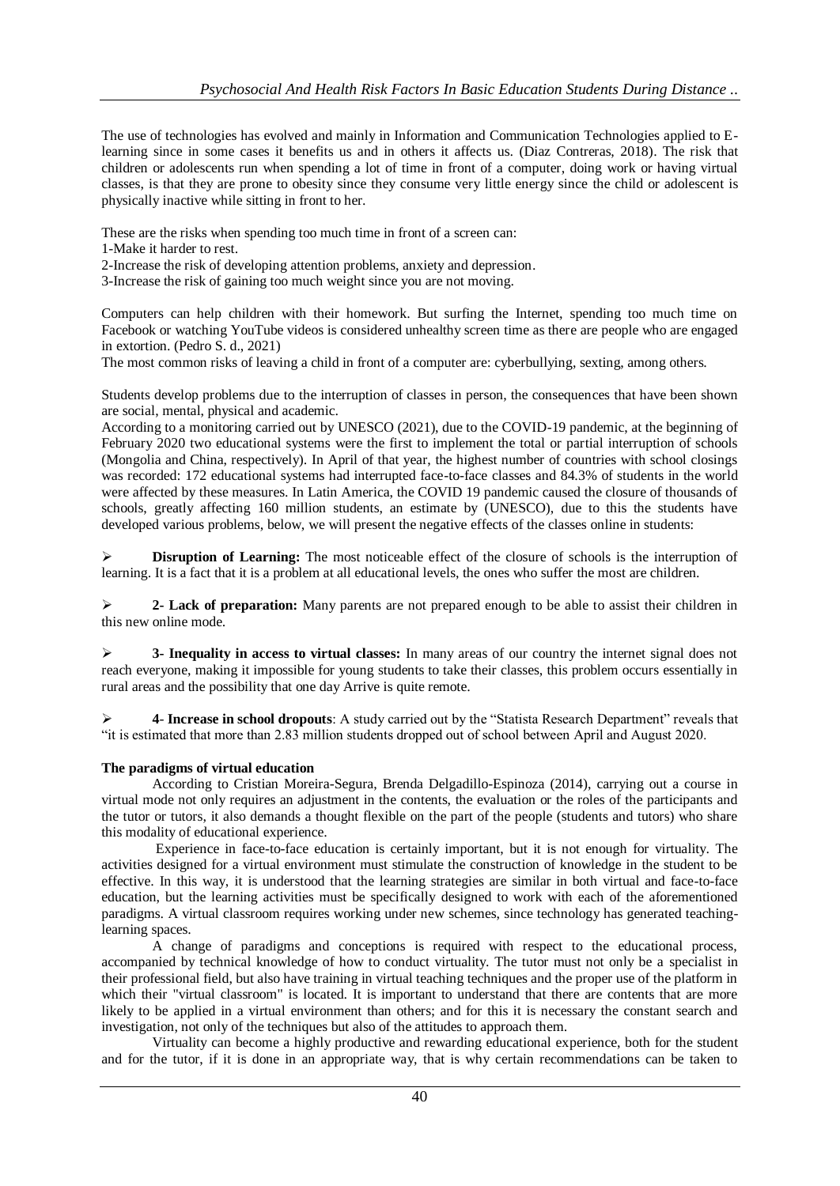The use of technologies has evolved and mainly in Information and Communication Technologies applied to E-learning since in some cases it benefits us and in others it affects us. (Diaz Contreras, 2018). The risk that children or adolescents run when spending a lot of time in front of a computer, doing work or having virtual classes, is that they are prone to obesity since they consume very little energy since the child or adolescent is physically inactive while sitting in front to her.

These are the risks when spending too much time in front of a screen can:
1-Make it harder to rest.
2-Increase the risk of developing attention problems, anxiety and depression.
3-Increase the risk of gaining too much weight since you are not moving.

Computers can help children with their homework. But surfing the Internet, spending too much time on Facebook or watching YouTube videos is considered unhealthy screen time as there are people who are engaged in extortion. (Pedro S. d., 2021)
The most common risks of leaving a child in front of a computer are: cyberbullying, sexting, among others.

Students develop problems due to the interruption of classes in person, the consequences that have been shown are social, mental, physical and academic.
According to a monitoring carried out by UNESCO (2021), due to the COVID-19 pandemic, at the beginning of February 2020 two educational systems were the first to implement the total or partial interruption of schools (Mongolia and China, respectively). In April of that year, the highest number of countries with school closings was recorded: 172 educational systems had interrupted face-to-face classes and 84.3% of students in the world were affected by these measures. In Latin America, the COVID 19 pandemic caused the closure of thousands of schools, greatly affecting 160 million students, an estimate by (UNESCO), due to this the students have developed various problems, below, we will present the negative effects of the classes online in students:

- **Disruption of Learning:** The most noticeable effect of the closure of schools is the interruption of learning. It is a fact that it is a problem at all educational levels, the ones who suffer the most are children.

- **2- Lack of preparation:** Many parents are not prepared enough to be able to assist their children in this new online mode.

- **3- Inequality in access to virtual classes:** In many areas of our country the internet signal does not reach everyone, making it impossible for young students to take their classes, this problem occurs essentially in rural areas and the possibility that one day Arrive is quite remote.

- **4- Increase in school dropouts**: A study carried out by the "Statista Research Department" reveals that "it is estimated that more than 2.83 million students dropped out of school between April and August 2020.

**The paradigms of virtual education**

According to Cristian Moreira-Segura, Brenda Delgadillo-Espinoza (2014), carrying out a course in virtual mode not only requires an adjustment in the contents, the evaluation or the roles of the participants and the tutor or tutors, it also demands a thought flexible on the part of the people (students and tutors) who share this modality of educational experience.

Experience in face-to-face education is certainly important, but it is not enough for virtuality. The activities designed for a virtual environment must stimulate the construction of knowledge in the student to be effective. In this way, it is understood that the learning strategies are similar in both virtual and face-to-face education, but the learning activities must be specifically designed to work with each of the aforementioned paradigms. A virtual classroom requires working under new schemes, since technology has generated teaching-learning spaces.

A change of paradigms and conceptions is required with respect to the educational process, accompanied by technical knowledge of how to conduct virtuality. The tutor must not only be a specialist in their professional field, but also have training in virtual teaching techniques and the proper use of the platform in which their "virtual classroom" is located. It is important to understand that there are contents that are more likely to be applied in a virtual environment than others; and for this it is necessary the constant search and investigation, not only of the techniques but also of the attitudes to approach them.

Virtuality can become a highly productive and rewarding educational experience, both for the student and for the tutor, if it is done in an appropriate way, that is why certain recommendations can be taken to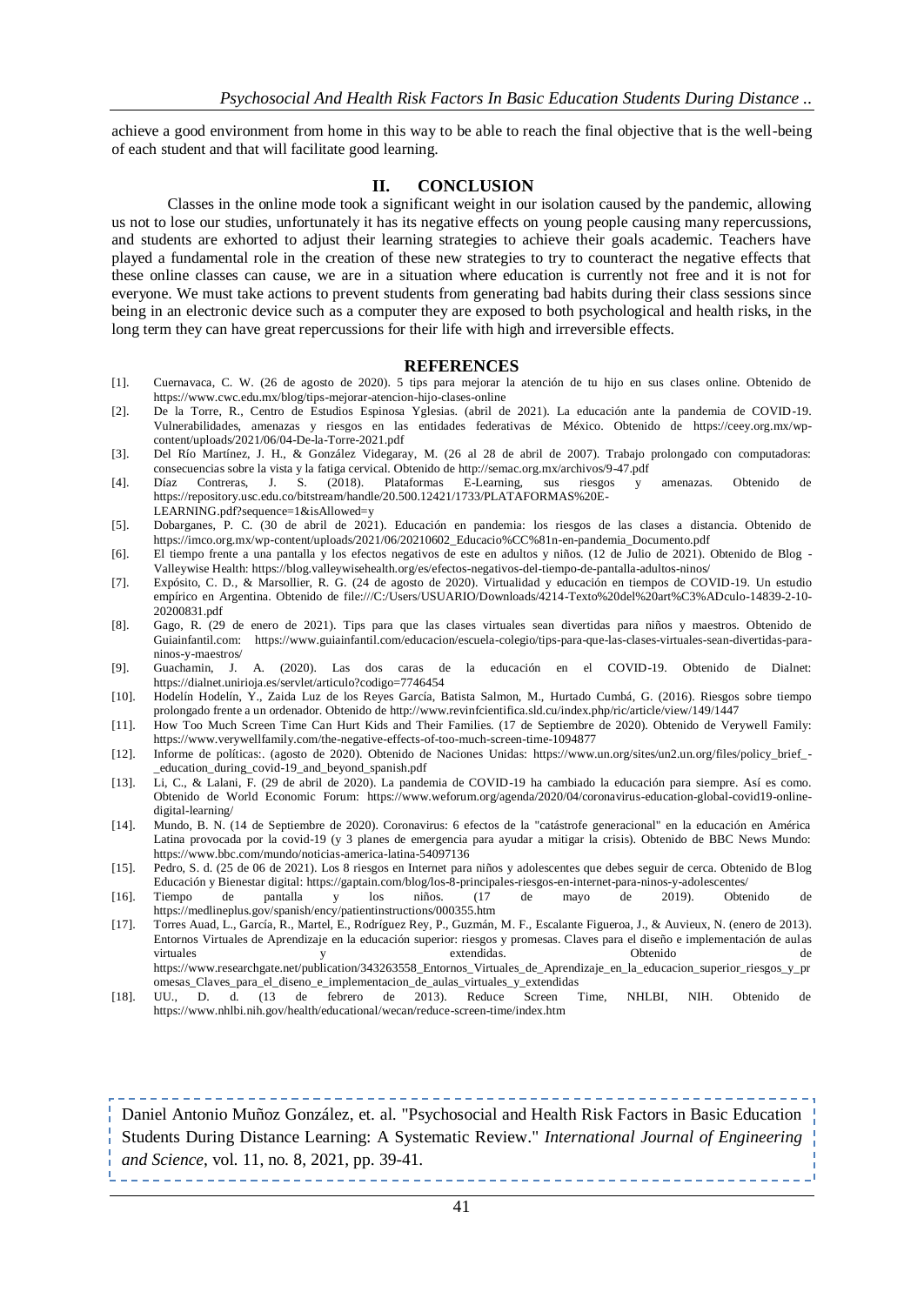achieve a good environment from home in this way to be able to reach the final objective that is the well-being of each student and that will facilitate good learning.

## II. CONCLUSION

Classes in the online mode took a significant weight in our isolation caused by the pandemic, allowing us not to lose our studies, unfortunately it has its negative effects on young people causing many repercussions, and students are exhorted to adjust their learning strategies to achieve their goals academic. Teachers have played a fundamental role in the creation of these new strategies to try to counteract the negative effects that these online classes can cause, we are in a situation where education is currently not free and it is not for everyone. We must take actions to prevent students from generating bad habits during their class sessions since being in an electronic device such as a computer they are exposed to both psychological and health risks, in the long term they can have great repercussions for their life with high and irreversible effects.

## REFERENCES

[1]. Cuernavaca, C. W. (26 de agosto de 2020). 5 tips para mejorar la atención de tu hijo en sus clases online. Obtenido de https://www.cwc.edu.mx/blog/tips-mejorar-atencion-hijo-clases-online

[2]. De la Torre, R., Centro de Estudios Espinosa Yglesias. (abril de 2021). La educación ante la pandemia de COVID-19. Vulnerabilidades, amenazas y riesgos en las entidades federativas de México. Obtenido de https://ceey.org.mx/wp-content/uploads/2021/06/04-De-la-Torre-2021.pdf

[3]. Del Río Martínez, J. H., & González Videgaray, M. (26 al 28 de abril de 2007). Trabajo prolongado con computadoras: consecuencias sobre la vista y la fatiga cervical. Obtenido de http://semac.org.mx/archivos/9-47.pdf

[4]. Díaz Contreras, J. S. (2018). Plataformas E-Learning, sus riesgos y amenazas. Obtenido de https://repository.usc.edu.co/bitstream/handle/20.500.12421/1733/PLATAFORMAS%20E-LEARNING.pdf?sequence=1&isAllowed=y

[5]. Dobarganes, P. C. (30 de abril de 2021). Educación en pandemia: los riesgos de las clases a distancia. Obtenido de https://imco.org.mx/wp-content/uploads/2021/06/20210602_Educacio%CC%81n-en-pandemia_Documento.pdf

[6]. El tiempo frente a una pantalla y los efectos negativos de este en adultos y niños. (12 de Julio de 2021). Obtenido de Blog - Valleywise Health: https://blog.valleywisehealth.org/es/efectos-negativos-del-tiempo-de-pantalla-adultos-ninos/

[7]. Expósito, C. D., & Marsollier, R. G. (24 de agosto de 2020). Virtualidad y educación en tiempos de COVID-19. Un estudio empírico en Argentina. Obtenido de file:///C:/Users/USUARIO/Downloads/4214-Texto%20del%20art%C3%ADculo-14839-2-10-20200831.pdf

[8]. Gago, R. (29 de enero de 2021). Tips para que las clases virtuales sean divertidas para niños y maestros. Obtenido de Guiainfantil.com: https://www.guiainfantil.com/educacion/escuela-colegio/tips-para-que-las-clases-virtuales-sean-divertidas-para-ninos-y-maestros/

[9]. Guachamin, J. A. (2020). Las dos caras de la educación en el COVID-19. Obtenido de Dialnet: https://dialnet.unirioja.es/servlet/articulo?codigo=7746454

[10]. Hodelín Hodelín, Y., Zaida Luz de los Reyes García, Batista Salmon, M., Hurtado Cumbá, G. (2016). Riesgos sobre tiempo prolongado frente a un ordenador. Obtenido de http://www.revinfcientifica.sld.cu/index.php/ric/article/view/149/1447

[11]. How Too Much Screen Time Can Hurt Kids and Their Families. (17 de Septiembre de 2020). Obtenido de Verywell Family: https://www.verywellfamily.com/the-negative-effects-of-too-much-screen-time-1094877

[12]. Informe de políticas:. (agosto de 2020). Obtenido de Naciones Unidas: https://www.un.org/sites/un2.un.org/files/policy_brief_-_education_during_covid-19_and_beyond_spanish.pdf

[13]. Li, C., & Lalani, F. (29 de abril de 2020). La pandemia de COVID-19 ha cambiado la educación para siempre. Así es como. Obtenido de World Economic Forum: https://www.weforum.org/agenda/2020/04/coronavirus-education-global-covid19-online-digital-learning/

[14]. Mundo, B. N. (14 de Septiembre de 2020). Coronavirus: 6 efectos de la "catástrofe generacional" en la educación en América Latina provocada por la covid-19 (y 3 planes de emergencia para ayudar a mitigar la crisis). Obtenido de BBC News Mundo: https://www.bbc.com/mundo/noticias-america-latina-54097136

[15]. Pedro, S. d. (25 de 06 de 2021). Los 8 riesgos en Internet para niños y adolescentes que debes seguir de cerca. Obtenido de Blog Educación y Bienestar digital: https://gaptain.com/blog/los-8-principales-riesgos-en-internet-para-ninos-y-adolescentes/

[16]. Tiempo de pantalla y los niños. (17 de mayo de 2019). Obtenido de https://medlineplus.gov/spanish/ency/patientinstructions/000355.htm

[17]. Torres Auad, L., García, R., Martel, E., Rodríguez Rey, P., Guzmán, M. F., Escalante Figueroa, J., & Auvieux, N. (enero de 2013). Entornos Virtuales de Aprendizaje en la educación superior: riesgos y promesas. Claves para el diseño e implementación de aulas virtuales y extendidas. Obtenido de https://www.researchgate.net/publication/343263558_Entornos_Virtuales_de_Aprendizaje_en_la_educacion_superior_riesgos_y_promesas_Claves_para_el_diseno_e_implementacion_de_aulas_virtuales_y_extendidas

[18]. UU., D. d. (13 de febrero de 2013). Reduce Screen Time, NHLBI, NIH. Obtenido de https://www.nhlbi.nih.gov/health/educational/wecan/reduce-screen-time/index.htm

Daniel Antonio Muñoz González, et. al. "Psychosocial and Health Risk Factors in Basic Education Students During Distance Learning: A Systematic Review." *International Journal of Engineering and Science*, vol. 11, no. 8, 2021, pp. 39-41.